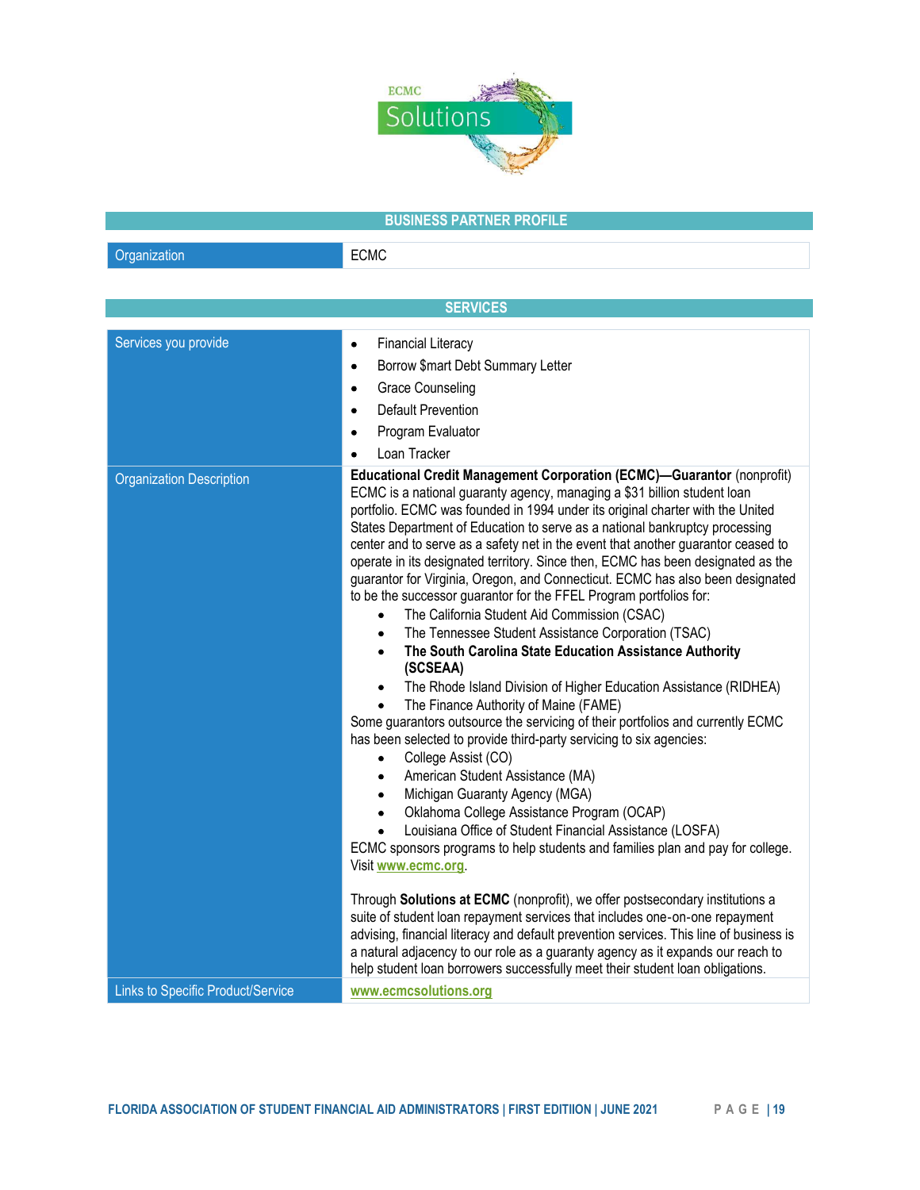ECMC Solutions

## BUSINESS PARTNER PROFILE

| Organization | ECMC |
|---|---|

## SERVICES

| | |
|---|---|
| Services you provide | • Financial Literacy<br>• Borrow $mart Debt Summary Letter<br>• Grace Counseling<br>• Default Prevention<br>• Program Evaluator<br>• Loan Tracker |
| Organization Description | **Educational Credit Management Corporation (ECMC)—Guarantor** (nonprofit)<br>ECMC is a national guaranty agency, managing a $31 billion student loan portfolio. ECMC was founded in 1994 under its original charter with the United States Department of Education to serve as a national bankruptcy processing center and to serve as a safety net in the event that another guarantor ceased to operate in its designated territory. Since then, ECMC has been designated as the guarantor for Virginia, Oregon, and Connecticut. ECMC has also been designated to be the successor guarantor for the FFEL Program portfolios for:<br>• The California Student Aid Commission (CSAC)<br>• The Tennessee Student Assistance Corporation (TSAC)<br>• **The South Carolina State Education Assistance Authority (SCSEAA)**<br>• The Rhode Island Division of Higher Education Assistance (RIDHEA)<br>• The Finance Authority of Maine (FAME)<br>Some guarantors outsource the servicing of their portfolios and currently ECMC has been selected to provide third-party servicing to six agencies:<br>• College Assist (CO)<br>• American Student Assistance (MA)<br>• Michigan Guaranty Agency (MGA)<br>• Oklahoma College Assistance Program (OCAP)<br>• Louisiana Office of Student Financial Assistance (LOSFA)<br>ECMC sponsors programs to help students and families plan and pay for college. Visit www.ecmc.org.<br><br>Through **Solutions at ECMC** (nonprofit), we offer postsecondary institutions a suite of student loan repayment services that includes one-on-one repayment advising, financial literacy and default prevention services. This line of business is a natural adjacency to our role as a guaranty agency as it expands our reach to help student loan borrowers successfully meet their student loan obligations. |
| Links to Specific Product/Service | www.ecmcsolutions.org |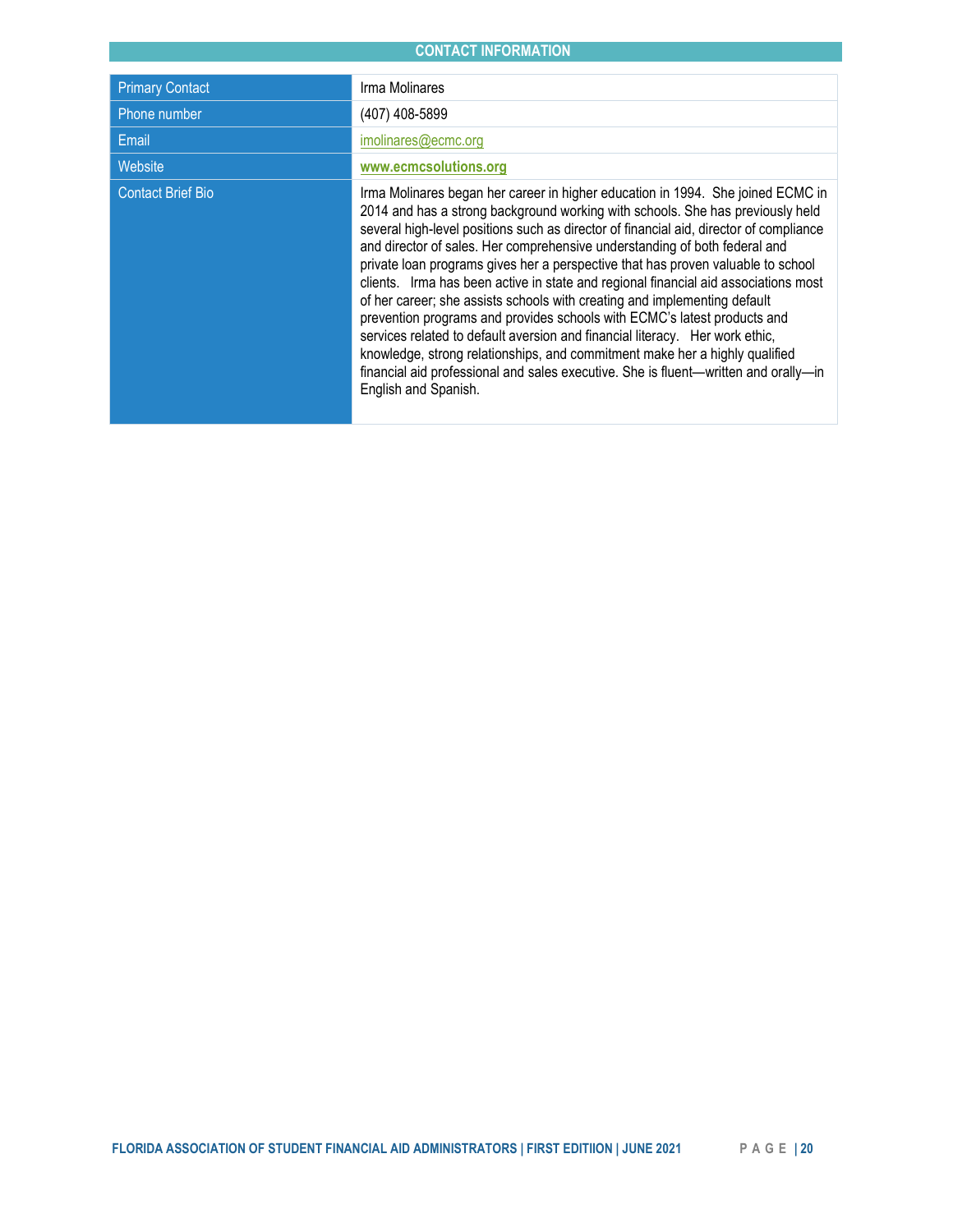## CONTACT INFORMATION

| | |
|---|---|
| Primary Contact | Irma Molinares |
| Phone number | (407) 408-5899 |
| Email | imolinares@ecmc.org |
| Website | **www.ecmcsolutions.org** |
| Contact Brief Bio | Irma Molinares began her career in higher education in 1994. She joined ECMC in 2014 and has a strong background working with schools. She has previously held several high-level positions such as director of financial aid, director of compliance and director of sales. Her comprehensive understanding of both federal and private loan programs gives her a perspective that has proven valuable to school clients. Irma has been active in state and regional financial aid associations most of her career; she assists schools with creating and implementing default prevention programs and provides schools with ECMC's latest products and services related to default aversion and financial literacy. Her work ethic, knowledge, strong relationships, and commitment make her a highly qualified financial aid professional and sales executive. She is fluent—written and orally—in English and Spanish. |